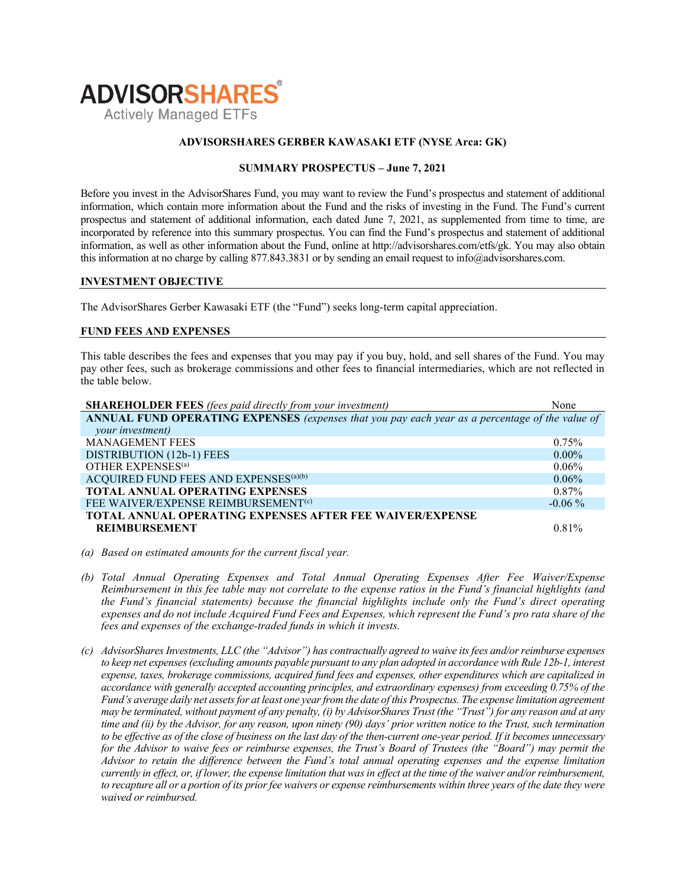**ADVISORSHARES**®
Actively Managed ETFs

**ADVISORSHARES GERBER KAWASAKI ETF (NYSE Arca: GK)**

**SUMMARY PROSPECTUS – June 7, 2021**

Before you invest in the AdvisorShares Fund, you may want to review the Fund's prospectus and statement of additional information, which contain more information about the Fund and the risks of investing in the Fund. The Fund's current prospectus and statement of additional information, each dated June 7, 2021, as supplemented from time to time, are incorporated by reference into this summary prospectus. You can find the Fund's prospectus and statement of additional information, as well as other information about the Fund, online at http://advisorshares.com/etfs/gk. You may also obtain this information at no charge by calling 877.843.3831 or by sending an email request to info@advisorshares.com.

## INVESTMENT OBJECTIVE

The AdvisorShares Gerber Kawasaki ETF (the "Fund") seeks long-term capital appreciation.

## FUND FEES AND EXPENSES

This table describes the fees and expenses that you may pay if you buy, hold, and sell shares of the Fund. You may pay other fees, such as brokerage commissions and other fees to financial intermediaries, which are not reflected in the table below.

| | |
|---|---|
| **SHAREHOLDER FEES** *(fees paid directly from your investment)* | None |
| **ANNUAL FUND OPERATING EXPENSES** *(expenses that you pay each year as a percentage of the value of your investment)* | |
| MANAGEMENT FEES | 0.75% |
| DISTRIBUTION (12b-1) FEES | 0.00% |
| OTHER EXPENSES[(a)] | 0.06% |
| ACQUIRED FUND FEES AND EXPENSES[(a)(b)] | 0.06% |
| **TOTAL ANNUAL OPERATING EXPENSES** | 0.87% |
| FEE WAIVER/EXPENSE REIMBURSEMENT[(c)] | -0.06 % |
| **TOTAL ANNUAL OPERATING EXPENSES AFTER FEE WAIVER/EXPENSE REIMBURSEMENT** | 0.81% |

*(a) Based on estimated amounts for the current fiscal year.*

*(b) Total Annual Operating Expenses and Total Annual Operating Expenses After Fee Waiver/Expense Reimbursement in this fee table may not correlate to the expense ratios in the Fund's financial highlights (and the Fund's financial statements) because the financial highlights include only the Fund's direct operating expenses and do not include Acquired Fund Fees and Expenses, which represent the Fund's pro rata share of the fees and expenses of the exchange-traded funds in which it invests.*

*(c) AdvisorShares Investments, LLC (the "Advisor") has contractually agreed to waive its fees and/or reimburse expenses to keep net expenses (excluding amounts payable pursuant to any plan adopted in accordance with Rule 12b-1, interest expense, taxes, brokerage commissions, acquired fund fees and expenses, other expenditures which are capitalized in accordance with generally accepted accounting principles, and extraordinary expenses) from exceeding 0.75% of the Fund's average daily net assets for at least one year from the date of this Prospectus. The expense limitation agreement may be terminated, without payment of any penalty, (i) by AdvisorShares Trust (the "Trust") for any reason and at any time and (ii) by the Advisor, for any reason, upon ninety (90) days' prior written notice to the Trust, such termination to be effective as of the close of business on the last day of the then-current one-year period. If it becomes unnecessary for the Advisor to waive fees or reimburse expenses, the Trust's Board of Trustees (the "Board") may permit the Advisor to retain the difference between the Fund's total annual operating expenses and the expense limitation currently in effect, or, if lower, the expense limitation that was in effect at the time of the waiver and/or reimbursement, to recapture all or a portion of its prior fee waivers or expense reimbursements within three years of the date they were waived or reimbursed.*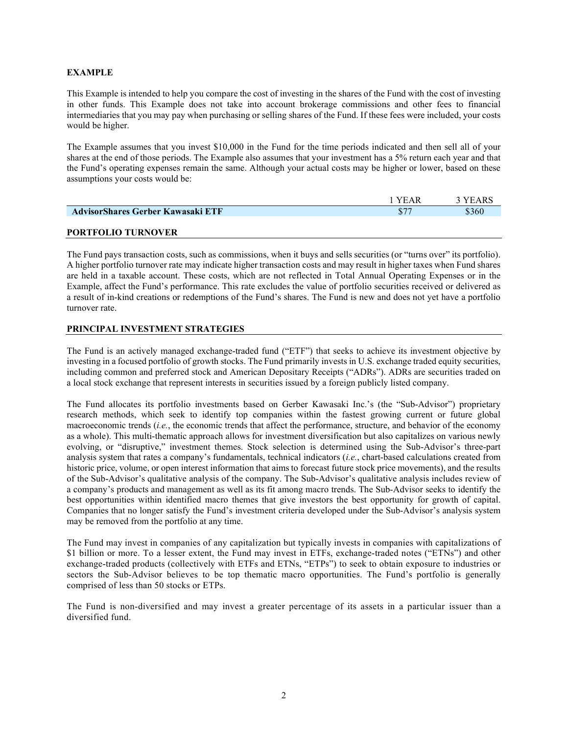**EXAMPLE**

This Example is intended to help you compare the cost of investing in the shares of the Fund with the cost of investing in other funds. This Example does not take into account brokerage commissions and other fees to financial intermediaries that you may pay when purchasing or selling shares of the Fund. If these fees were included, your costs would be higher.

The Example assumes that you invest $10,000 in the Fund for the time periods indicated and then sell all of your shares at the end of those periods. The Example also assumes that your investment has a 5% return each year and that the Fund's operating expenses remain the same. Although your actual costs may be higher or lower, based on these assumptions your costs would be:

| | 1 YEAR | 3 YEARS |
|---|---|---|
| **AdvisorShares Gerber Kawasaki ETF** | $77 | $360 |

**PORTFOLIO TURNOVER**

The Fund pays transaction costs, such as commissions, when it buys and sells securities (or "turns over" its portfolio). A higher portfolio turnover rate may indicate higher transaction costs and may result in higher taxes when Fund shares are held in a taxable account. These costs, which are not reflected in Total Annual Operating Expenses or in the Example, affect the Fund's performance. This rate excludes the value of portfolio securities received or delivered as a result of in-kind creations or redemptions of the Fund's shares. The Fund is new and does not yet have a portfolio turnover rate.

**PRINCIPAL INVESTMENT STRATEGIES**

The Fund is an actively managed exchange-traded fund ("ETF") that seeks to achieve its investment objective by investing in a focused portfolio of growth stocks. The Fund primarily invests in U.S. exchange traded equity securities, including common and preferred stock and American Depositary Receipts ("ADRs"). ADRs are securities traded on a local stock exchange that represent interests in securities issued by a foreign publicly listed company.

The Fund allocates its portfolio investments based on Gerber Kawasaki Inc.'s (the "Sub-Advisor") proprietary research methods, which seek to identify top companies within the fastest growing current or future global macroeconomic trends (*i.e.*, the economic trends that affect the performance, structure, and behavior of the economy as a whole). This multi-thematic approach allows for investment diversification but also capitalizes on various newly evolving, or "disruptive," investment themes. Stock selection is determined using the Sub-Advisor's three-part analysis system that rates a company's fundamentals, technical indicators (*i.e.*, chart-based calculations created from historic price, volume, or open interest information that aims to forecast future stock price movements), and the results of the Sub-Advisor's qualitative analysis of the company. The Sub-Advisor's qualitative analysis includes review of a company's products and management as well as its fit among macro trends. The Sub-Advisor seeks to identify the best opportunities within identified macro themes that give investors the best opportunity for growth of capital. Companies that no longer satisfy the Fund's investment criteria developed under the Sub-Advisor's analysis system may be removed from the portfolio at any time.

The Fund may invest in companies of any capitalization but typically invests in companies with capitalizations of $1 billion or more. To a lesser extent, the Fund may invest in ETFs, exchange-traded notes ("ETNs") and other exchange-traded products (collectively with ETFs and ETNs, "ETPs") to seek to obtain exposure to industries or sectors the Sub-Advisor believes to be top thematic macro opportunities. The Fund's portfolio is generally comprised of less than 50 stocks or ETPs.

The Fund is non-diversified and may invest a greater percentage of its assets in a particular issuer than a diversified fund.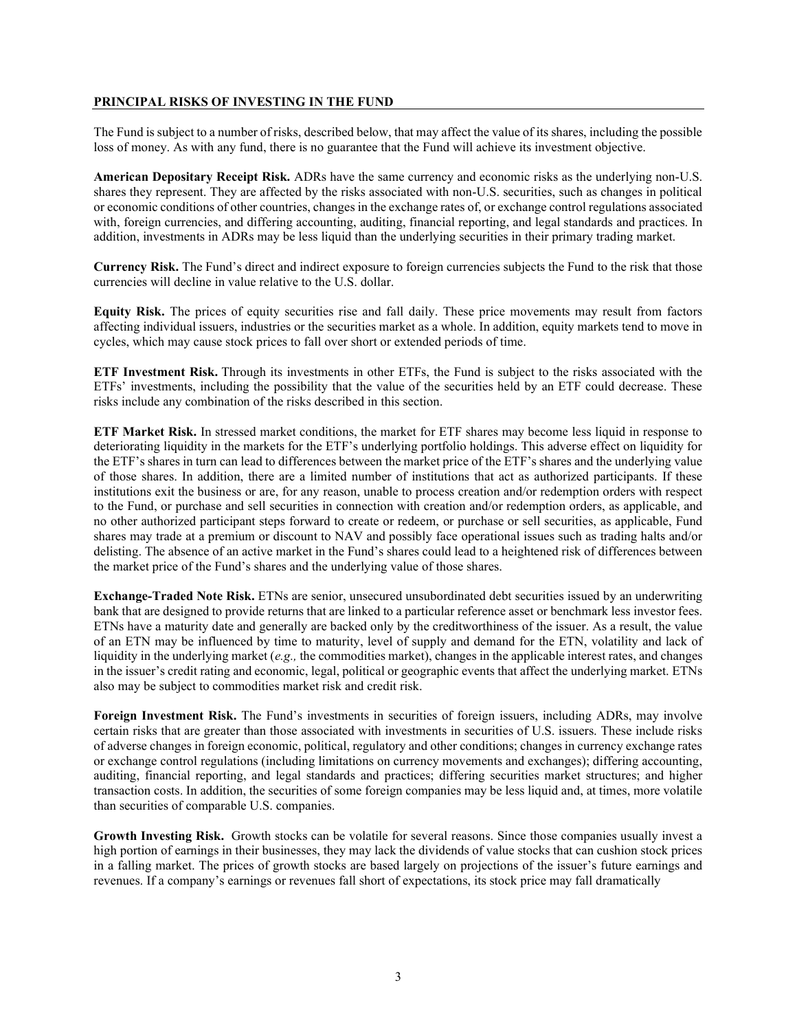## PRINCIPAL RISKS OF INVESTING IN THE FUND

The Fund is subject to a number of risks, described below, that may affect the value of its shares, including the possible loss of money. As with any fund, there is no guarantee that the Fund will achieve its investment objective.

**American Depositary Receipt Risk.** ADRs have the same currency and economic risks as the underlying non-U.S. shares they represent. They are affected by the risks associated with non-U.S. securities, such as changes in political or economic conditions of other countries, changes in the exchange rates of, or exchange control regulations associated with, foreign currencies, and differing accounting, auditing, financial reporting, and legal standards and practices. In addition, investments in ADRs may be less liquid than the underlying securities in their primary trading market.

**Currency Risk.** The Fund's direct and indirect exposure to foreign currencies subjects the Fund to the risk that those currencies will decline in value relative to the U.S. dollar.

**Equity Risk.** The prices of equity securities rise and fall daily. These price movements may result from factors affecting individual issuers, industries or the securities market as a whole. In addition, equity markets tend to move in cycles, which may cause stock prices to fall over short or extended periods of time.

**ETF Investment Risk.** Through its investments in other ETFs, the Fund is subject to the risks associated with the ETFs' investments, including the possibility that the value of the securities held by an ETF could decrease. These risks include any combination of the risks described in this section.

**ETF Market Risk.** In stressed market conditions, the market for ETF shares may become less liquid in response to deteriorating liquidity in the markets for the ETF's underlying portfolio holdings. This adverse effect on liquidity for the ETF's shares in turn can lead to differences between the market price of the ETF's shares and the underlying value of those shares. In addition, there are a limited number of institutions that act as authorized participants. If these institutions exit the business or are, for any reason, unable to process creation and/or redemption orders with respect to the Fund, or purchase and sell securities in connection with creation and/or redemption orders, as applicable, and no other authorized participant steps forward to create or redeem, or purchase or sell securities, as applicable, Fund shares may trade at a premium or discount to NAV and possibly face operational issues such as trading halts and/or delisting. The absence of an active market in the Fund's shares could lead to a heightened risk of differences between the market price of the Fund's shares and the underlying value of those shares.

**Exchange-Traded Note Risk.** ETNs are senior, unsecured unsubordinated debt securities issued by an underwriting bank that are designed to provide returns that are linked to a particular reference asset or benchmark less investor fees. ETNs have a maturity date and generally are backed only by the creditworthiness of the issuer. As a result, the value of an ETN may be influenced by time to maturity, level of supply and demand for the ETN, volatility and lack of liquidity in the underlying market (*e.g.,* the commodities market), changes in the applicable interest rates, and changes in the issuer's credit rating and economic, legal, political or geographic events that affect the underlying market. ETNs also may be subject to commodities market risk and credit risk.

**Foreign Investment Risk.** The Fund's investments in securities of foreign issuers, including ADRs, may involve certain risks that are greater than those associated with investments in securities of U.S. issuers. These include risks of adverse changes in foreign economic, political, regulatory and other conditions; changes in currency exchange rates or exchange control regulations (including limitations on currency movements and exchanges); differing accounting, auditing, financial reporting, and legal standards and practices; differing securities market structures; and higher transaction costs. In addition, the securities of some foreign companies may be less liquid and, at times, more volatile than securities of comparable U.S. companies.

**Growth Investing Risk.** Growth stocks can be volatile for several reasons. Since those companies usually invest a high portion of earnings in their businesses, they may lack the dividends of value stocks that can cushion stock prices in a falling market. The prices of growth stocks are based largely on projections of the issuer's future earnings and revenues. If a company's earnings or revenues fall short of expectations, its stock price may fall dramatically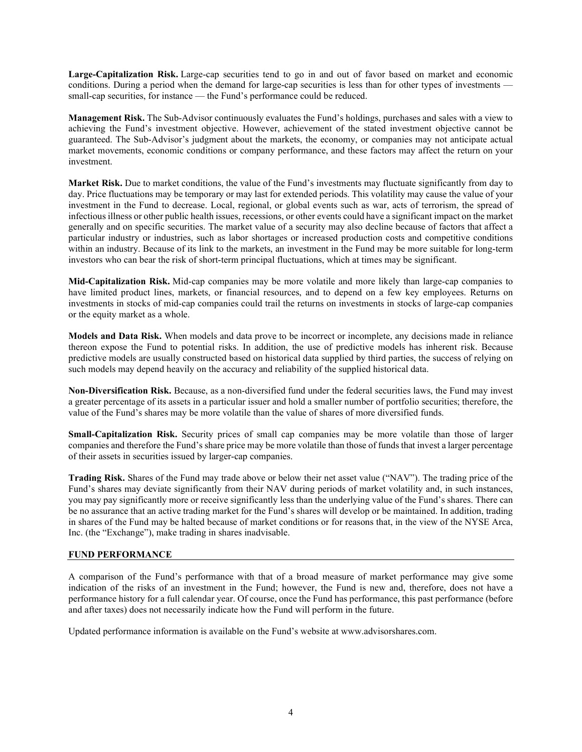**Large-Capitalization Risk.** Large-cap securities tend to go in and out of favor based on market and economic conditions. During a period when the demand for large-cap securities is less than for other types of investments — small-cap securities, for instance — the Fund's performance could be reduced.

**Management Risk.** The Sub-Advisor continuously evaluates the Fund's holdings, purchases and sales with a view to achieving the Fund's investment objective. However, achievement of the stated investment objective cannot be guaranteed. The Sub-Advisor's judgment about the markets, the economy, or companies may not anticipate actual market movements, economic conditions or company performance, and these factors may affect the return on your investment.

**Market Risk.** Due to market conditions, the value of the Fund's investments may fluctuate significantly from day to day. Price fluctuations may be temporary or may last for extended periods. This volatility may cause the value of your investment in the Fund to decrease. Local, regional, or global events such as war, acts of terrorism, the spread of infectious illness or other public health issues, recessions, or other events could have a significant impact on the market generally and on specific securities. The market value of a security may also decline because of factors that affect a particular industry or industries, such as labor shortages or increased production costs and competitive conditions within an industry. Because of its link to the markets, an investment in the Fund may be more suitable for long-term investors who can bear the risk of short-term principal fluctuations, which at times may be significant.

**Mid-Capitalization Risk.** Mid-cap companies may be more volatile and more likely than large-cap companies to have limited product lines, markets, or financial resources, and to depend on a few key employees. Returns on investments in stocks of mid-cap companies could trail the returns on investments in stocks of large-cap companies or the equity market as a whole.

**Models and Data Risk.** When models and data prove to be incorrect or incomplete, any decisions made in reliance thereon expose the Fund to potential risks. In addition, the use of predictive models has inherent risk. Because predictive models are usually constructed based on historical data supplied by third parties, the success of relying on such models may depend heavily on the accuracy and reliability of the supplied historical data.

**Non-Diversification Risk.** Because, as a non-diversified fund under the federal securities laws, the Fund may invest a greater percentage of its assets in a particular issuer and hold a smaller number of portfolio securities; therefore, the value of the Fund's shares may be more volatile than the value of shares of more diversified funds.

**Small-Capitalization Risk.** Security prices of small cap companies may be more volatile than those of larger companies and therefore the Fund's share price may be more volatile than those of funds that invest a larger percentage of their assets in securities issued by larger-cap companies.

**Trading Risk.** Shares of the Fund may trade above or below their net asset value ("NAV"). The trading price of the Fund's shares may deviate significantly from their NAV during periods of market volatility and, in such instances, you may pay significantly more or receive significantly less than the underlying value of the Fund's shares. There can be no assurance that an active trading market for the Fund's shares will develop or be maintained. In addition, trading in shares of the Fund may be halted because of market conditions or for reasons that, in the view of the NYSE Arca, Inc. (the "Exchange"), make trading in shares inadvisable.

## FUND PERFORMANCE

A comparison of the Fund's performance with that of a broad measure of market performance may give some indication of the risks of an investment in the Fund; however, the Fund is new and, therefore, does not have a performance history for a full calendar year. Of course, once the Fund has performance, this past performance (before and after taxes) does not necessarily indicate how the Fund will perform in the future.

Updated performance information is available on the Fund's website at www.advisorshares.com.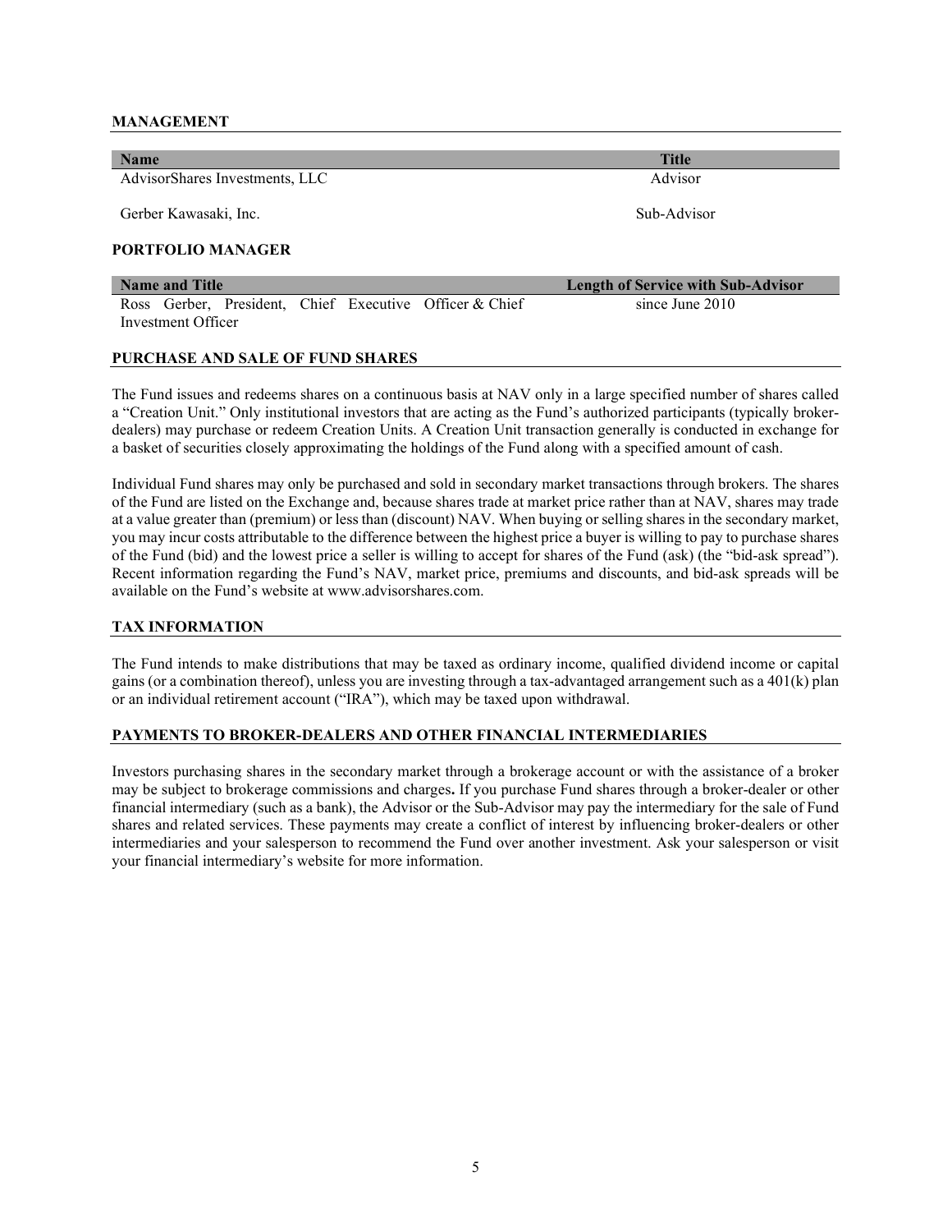## MANAGEMENT

| Name | Title |
|---|---|
| AdvisorShares Investments, LLC | Advisor |
| Gerber Kawasaki, Inc. | Sub-Advisor |

## PORTFOLIO MANAGER

| Name and Title | Length of Service with Sub-Advisor |
|---|---|
| Ross Gerber, President, Chief Executive Officer & Chief Investment Officer | since June 2010 |

## PURCHASE AND SALE OF FUND SHARES

The Fund issues and redeems shares on a continuous basis at NAV only in a large specified number of shares called a "Creation Unit." Only institutional investors that are acting as the Fund's authorized participants (typically broker-dealers) may purchase or redeem Creation Units. A Creation Unit transaction generally is conducted in exchange for a basket of securities closely approximating the holdings of the Fund along with a specified amount of cash.

Individual Fund shares may only be purchased and sold in secondary market transactions through brokers. The shares of the Fund are listed on the Exchange and, because shares trade at market price rather than at NAV, shares may trade at a value greater than (premium) or less than (discount) NAV. When buying or selling shares in the secondary market, you may incur costs attributable to the difference between the highest price a buyer is willing to pay to purchase shares of the Fund (bid) and the lowest price a seller is willing to accept for shares of the Fund (ask) (the "bid-ask spread"). Recent information regarding the Fund's NAV, market price, premiums and discounts, and bid-ask spreads will be available on the Fund's website at www.advisorshares.com.

## TAX INFORMATION

The Fund intends to make distributions that may be taxed as ordinary income, qualified dividend income or capital gains (or a combination thereof), unless you are investing through a tax-advantaged arrangement such as a 401(k) plan or an individual retirement account ("IRA"), which may be taxed upon withdrawal.

## PAYMENTS TO BROKER-DEALERS AND OTHER FINANCIAL INTERMEDIARIES

Investors purchasing shares in the secondary market through a brokerage account or with the assistance of a broker may be subject to brokerage commissions and charges**.** If you purchase Fund shares through a broker-dealer or other financial intermediary (such as a bank), the Advisor or the Sub-Advisor may pay the intermediary for the sale of Fund shares and related services. These payments may create a conflict of interest by influencing broker-dealers or other intermediaries and your salesperson to recommend the Fund over another investment. Ask your salesperson or visit your financial intermediary's website for more information.